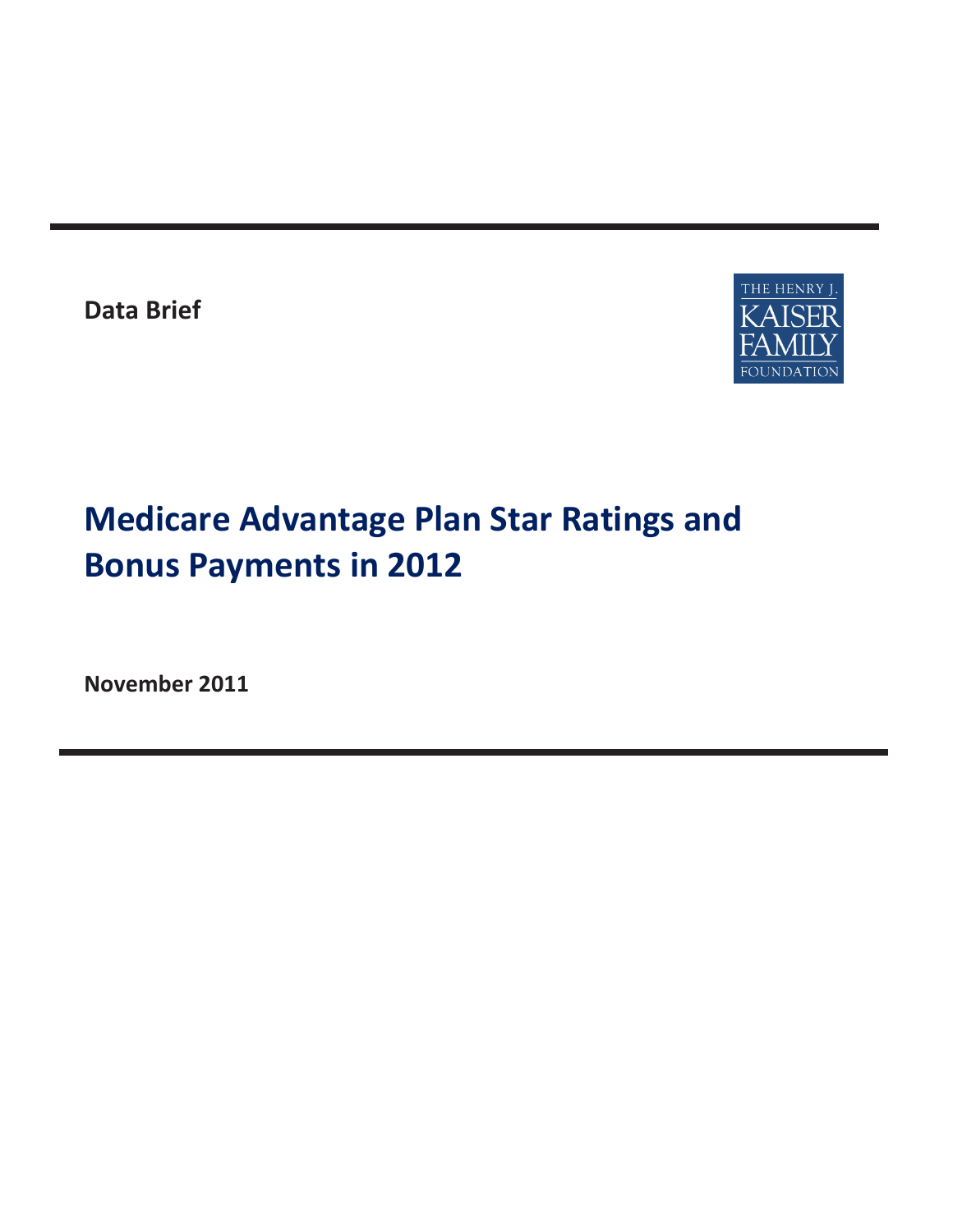**Data Brief**

THE HENRY J. KAISER FAMILY FOUNDATION

# Medicare Advantage Plan Star Ratings and Bonus Payments in 2012

**November 2011**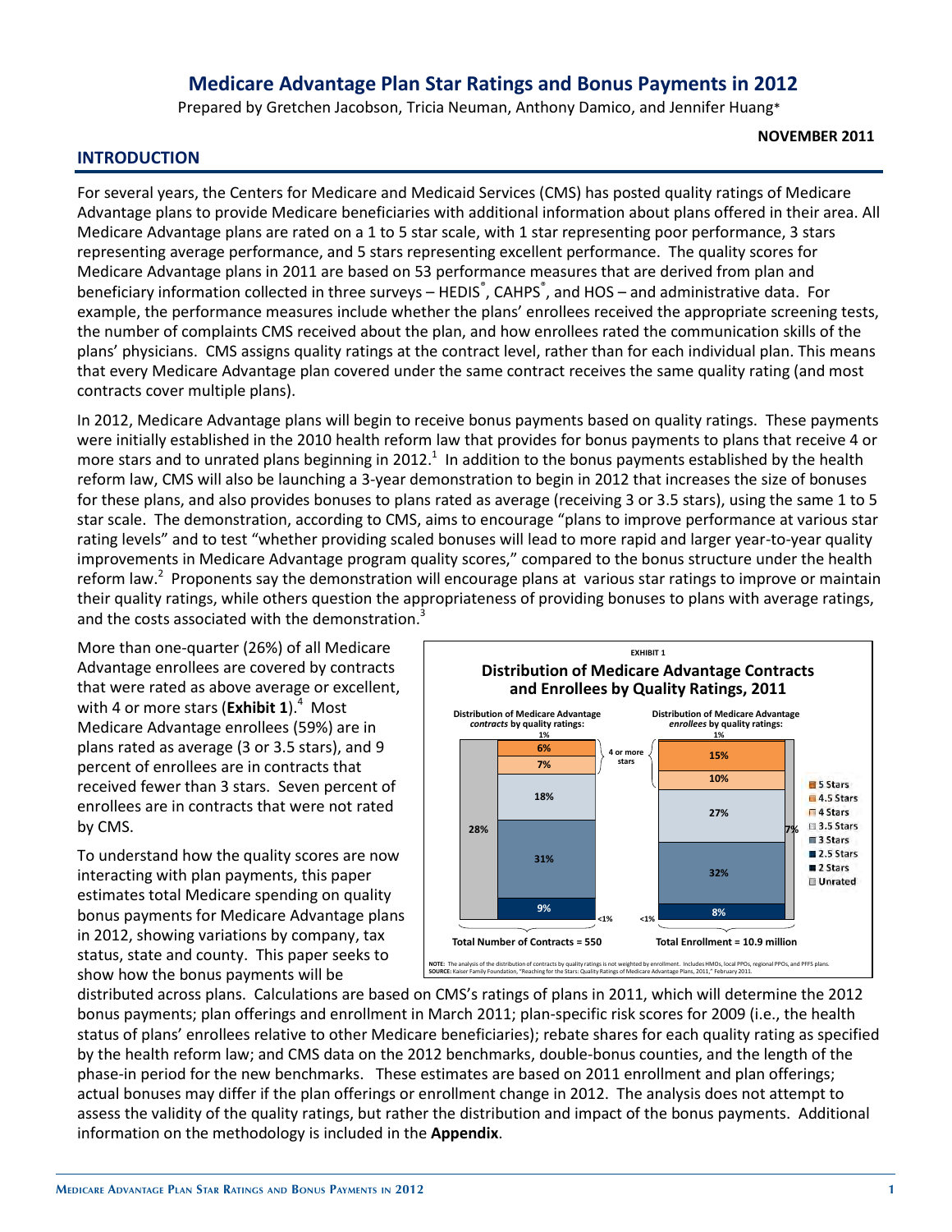# Medicare Advantage Plan Star Ratings and Bonus Payments in 2012

Prepared by Gretchen Jacobson, Tricia Neuman, Anthony Damico, and Jennifer Huang*

**NOVEMBER 2011**

## INTRODUCTION

For several years, the Centers for Medicare and Medicaid Services (CMS) has posted quality ratings of Medicare Advantage plans to provide Medicare beneficiaries with additional information about plans offered in their area. All Medicare Advantage plans are rated on a 1 to 5 star scale, with 1 star representing poor performance, 3 stars representing average performance, and 5 stars representing excellent performance. The quality scores for Medicare Advantage plans in 2011 are based on 53 performance measures that are derived from plan and beneficiary information collected in three surveys – HEDIS®, CAHPS®, and HOS – and administrative data. For example, the performance measures include whether the plans' enrollees received the appropriate screening tests, the number of complaints CMS received about the plan, and how enrollees rated the communication skills of the plans' physicians. CMS assigns quality ratings at the contract level, rather than for each individual plan. This means that every Medicare Advantage plan covered under the same contract receives the same quality rating (and most contracts cover multiple plans).

In 2012, Medicare Advantage plans will begin to receive bonus payments based on quality ratings. These payments were initially established in the 2010 health reform law that provides for bonus payments to plans that receive 4 or more stars and to unrated plans beginning in 2012.[1] In addition to the bonus payments established by the health reform law, CMS will also be launching a 3-year demonstration to begin in 2012 that increases the size of bonuses for these plans, and also provides bonuses to plans rated as average (receiving 3 or 3.5 stars), using the same 1 to 5 star scale. The demonstration, according to CMS, aims to encourage "plans to improve performance at various star rating levels" and to test "whether providing scaled bonuses will lead to more rapid and larger year-to-year quality improvements in Medicare Advantage program quality scores," compared to the bonus structure under the health reform law.[2] Proponents say the demonstration will encourage plans at various star ratings to improve or maintain their quality ratings, while others question the appropriateness of providing bonuses to plans with average ratings, and the costs associated with the demonstration.[3]

More than one-quarter (26%) of all Medicare Advantage enrollees are covered by contracts that were rated as above average or excellent, with 4 or more stars (**Exhibit 1**).[4] Most Medicare Advantage enrollees (59%) are in plans rated as average (3 or 3.5 stars), and 9 percent of enrollees are in contracts that received fewer than 3 stars. Seven percent of enrollees are in contracts that were not rated by CMS.

**EXHIBIT 1**

**Distribution of Medicare Advantage Contracts and Enrollees by Quality Ratings, 2011**

| Quality rating | Distribution of Medicare Advantage *contracts* by quality ratings | Distribution of Medicare Advantage *enrollees* by quality ratings |
|---|---|---|
| 5 Stars | 1% | 1% |
| 4.5 Stars | 6% | 15% |
| 4 Stars | 7% | 10% |
| 3.5 Stars | 18% | 27% |
| 3 Stars | 31% | 32% |
| 2.5 Stars | 9% | 8% |
| 2 Stars | <1% | <1% |
| Unrated | 28% | 7% |
| | Total Number of Contracts = 550 | Total Enrollment = 10.9 million |

NOTE: The analysis of the distribution of contracts by quality ratings is not weighted by enrollment. Includes HMOs, local PPOs, regional PPOs, and PFFS plans.
SOURCE: Kaiser Family Foundation, "Reaching for the Stars: Quality Ratings of Medicare Advantage Plans, 2011," February 2011.

To understand how the quality scores are now interacting with plan payments, this paper estimates total Medicare spending on quality bonus payments for Medicare Advantage plans in 2012, showing variations by company, tax status, state and county. This paper seeks to show how the bonus payments will be distributed across plans. Calculations are based on CMS's ratings of plans in 2011, which will determine the 2012 bonus payments; plan offerings and enrollment in March 2011; plan-specific risk scores for 2009 (i.e., the health status of plans' enrollees relative to other Medicare beneficiaries); rebate shares for each quality rating as specified by the health reform law; and CMS data on the 2012 benchmarks, double-bonus counties, and the length of the phase-in period for the new benchmarks. These estimates are based on 2011 enrollment and plan offerings; actual bonuses may differ if the plan offerings or enrollment change in 2012. The analysis does not attempt to assess the validity of the quality ratings, but rather the distribution and impact of the bonus payments. Additional information on the methodology is included in the **Appendix**.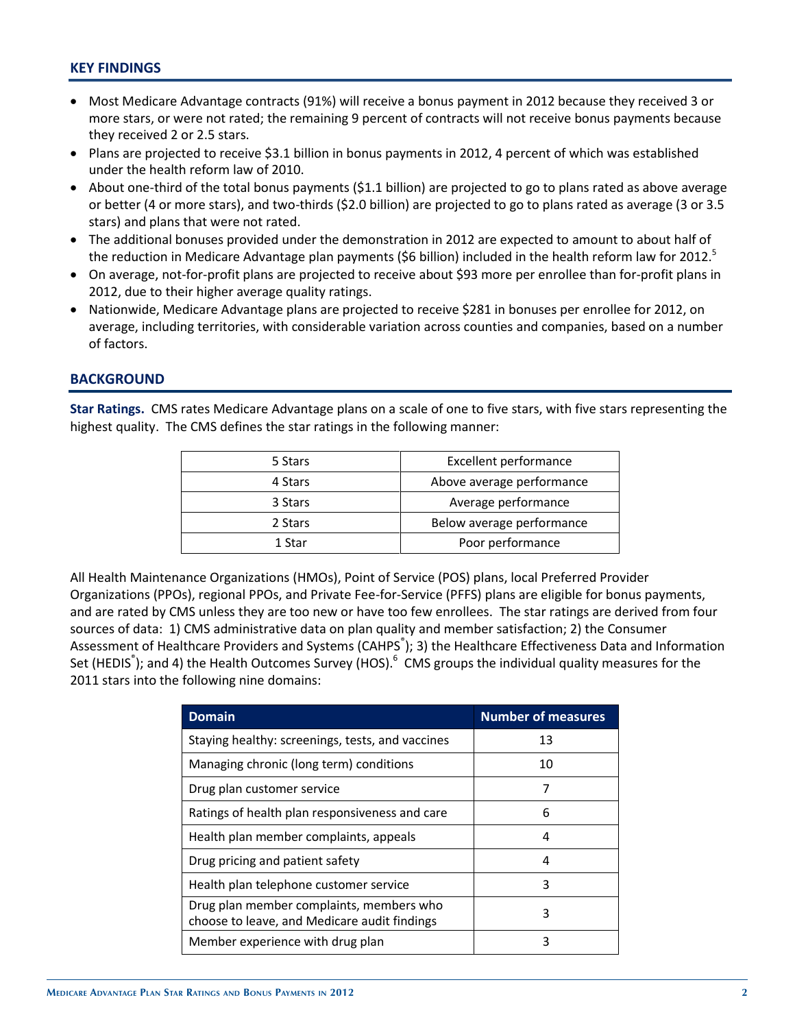## KEY FINDINGS

- Most Medicare Advantage contracts (91%) will receive a bonus payment in 2012 because they received 3 or more stars, or were not rated; the remaining 9 percent of contracts will not receive bonus payments because they received 2 or 2.5 stars.
- Plans are projected to receive $3.1 billion in bonus payments in 2012, 4 percent of which was established under the health reform law of 2010.
- About one-third of the total bonus payments ($1.1 billion) are projected to go to plans rated as above average or better (4 or more stars), and two-thirds ($2.0 billion) are projected to go to plans rated as average (3 or 3.5 stars) and plans that were not rated.
- The additional bonuses provided under the demonstration in 2012 are expected to amount to about half of the reduction in Medicare Advantage plan payments ($6 billion) included in the health reform law for 2012.[5]
- On average, not-for-profit plans are projected to receive about $93 more per enrollee than for-profit plans in 2012, due to their higher average quality ratings.
- Nationwide, Medicare Advantage plans are projected to receive $281 in bonuses per enrollee for 2012, on average, including territories, with considerable variation across counties and companies, based on a number of factors.

## BACKGROUND

**Star Ratings.** CMS rates Medicare Advantage plans on a scale of one to five stars, with five stars representing the highest quality. The CMS defines the star ratings in the following manner:

| | |
|---|---|
| 5 Stars | Excellent performance |
| 4 Stars | Above average performance |
| 3 Stars | Average performance |
| 2 Stars | Below average performance |
| 1 Star | Poor performance |

All Health Maintenance Organizations (HMOs), Point of Service (POS) plans, local Preferred Provider Organizations (PPOs), regional PPOs, and Private Fee-for-Service (PFFS) plans are eligible for bonus payments, and are rated by CMS unless they are too new or have too few enrollees. The star ratings are derived from four sources of data: 1) CMS administrative data on plan quality and member satisfaction; 2) the Consumer Assessment of Healthcare Providers and Systems (CAHPS®); 3) the Healthcare Effectiveness Data and Information Set (HEDIS®); and 4) the Health Outcomes Survey (HOS).[6] CMS groups the individual quality measures for the 2011 stars into the following nine domains:

| Domain | Number of measures |
|---|---|
| Staying healthy: screenings, tests, and vaccines | 13 |
| Managing chronic (long term) conditions | 10 |
| Drug plan customer service | 7 |
| Ratings of health plan responsiveness and care | 6 |
| Health plan member complaints, appeals | 4 |
| Drug pricing and patient safety | 4 |
| Health plan telephone customer service | 3 |
| Drug plan member complaints, members who choose to leave, and Medicare audit findings | 3 |
| Member experience with drug plan | 3 |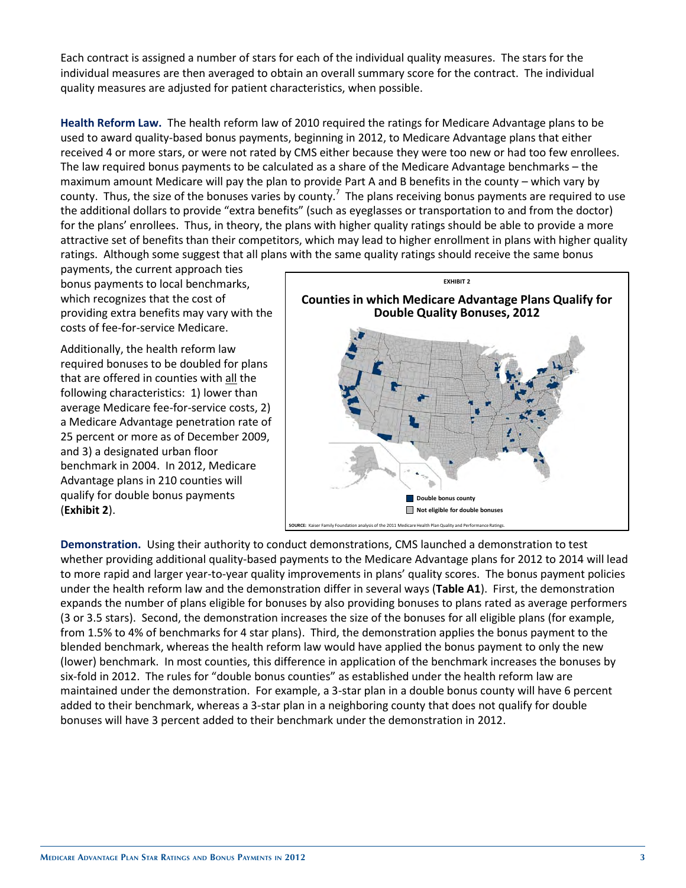Each contract is assigned a number of stars for each of the individual quality measures. The stars for the individual measures are then averaged to obtain an overall summary score for the contract. The individual quality measures are adjusted for patient characteristics, when possible.

**Health Reform Law.** The health reform law of 2010 required the ratings for Medicare Advantage plans to be used to award quality-based bonus payments, beginning in 2012, to Medicare Advantage plans that either received 4 or more stars, or were not rated by CMS either because they were too new or had too few enrollees. The law required bonus payments to be calculated as a share of the Medicare Advantage benchmarks – the maximum amount Medicare will pay the plan to provide Part A and B benefits in the county – which vary by county. Thus, the size of the bonuses varies by county.[7] The plans receiving bonus payments are required to use the additional dollars to provide "extra benefits" (such as eyeglasses or transportation to and from the doctor) for the plans' enrollees. Thus, in theory, the plans with higher quality ratings should be able to provide a more attractive set of benefits than their competitors, which may lead to higher enrollment in plans with higher quality ratings. Although some suggest that all plans with the same quality ratings should receive the same bonus payments, the current approach ties bonus payments to local benchmarks, which recognizes that the cost of providing extra benefits may vary with the costs of fee-for-service Medicare.

Additionally, the health reform law required bonuses to be doubled for plans that are offered in counties with all the following characteristics: 1) lower than average Medicare fee-for-service costs, 2) a Medicare Advantage penetration rate of 25 percent or more as of December 2009, and 3) a designated urban floor benchmark in 2004. In 2012, Medicare Advantage plans in 210 counties will qualify for double bonus payments (**Exhibit 2**).

EXHIBIT 2

**Counties in which Medicare Advantage Plans Qualify for Double Quality Bonuses, 2012**

Double bonus county

Not eligible for double bonuses

SOURCE: Kaiser Family Foundation analysis of the 2011 Medicare Health Plan Quality and Performance Ratings.

**Demonstration.** Using their authority to conduct demonstrations, CMS launched a demonstration to test whether providing additional quality-based payments to the Medicare Advantage plans for 2012 to 2014 will lead to more rapid and larger year-to-year quality improvements in plans' quality scores. The bonus payment policies under the health reform law and the demonstration differ in several ways (**Table A1**). First, the demonstration expands the number of plans eligible for bonuses by also providing bonuses to plans rated as average performers (3 or 3.5 stars). Second, the demonstration increases the size of the bonuses for all eligible plans (for example, from 1.5% to 4% of benchmarks for 4 star plans). Third, the demonstration applies the bonus payment to the blended benchmark, whereas the health reform law would have applied the bonus payment to only the new (lower) benchmark. In most counties, this difference in application of the benchmark increases the bonuses by six-fold in 2012. The rules for "double bonus counties" as established under the health reform law are maintained under the demonstration. For example, a 3-star plan in a double bonus county will have 6 percent added to their benchmark, whereas a 3-star plan in a neighboring county that does not qualify for double bonuses will have 3 percent added to their benchmark under the demonstration in 2012.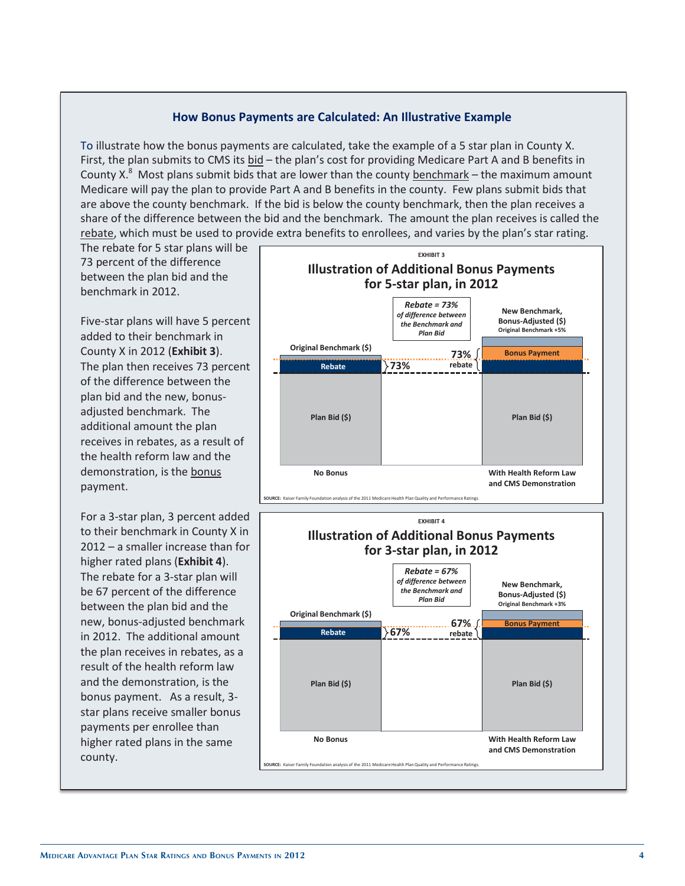### How Bonus Payments are Calculated: An Illustrative Example

To illustrate how the bonus payments are calculated, take the example of a 5 star plan in County X. First, the plan submits to CMS its bid – the plan's cost for providing Medicare Part A and B benefits in County X.[8] Most plans submit bids that are lower than the county benchmark – the maximum amount Medicare will pay the plan to provide Part A and B benefits in the county. Few plans submit bids that are above the county benchmark. If the bid is below the county benchmark, then the plan receives a share of the difference between the bid and the benchmark. The amount the plan receives is called the rebate, which must be used to provide extra benefits to enrollees, and varies by the plan's star rating. The rebate for 5 star plans will be 73 percent of the difference between the plan bid and the benchmark in 2012.

Five-star plans will have 5 percent added to their benchmark in County X in 2012 (**Exhibit 3**). The plan then receives 73 percent of the difference between the plan bid and the new, bonus-adjusted benchmark. The additional amount the plan receives in rebates, as a result of the health reform law and the demonstration, is the bonus payment.

EXHIBIT 3

**Illustration of Additional Bonus Payments for 5-star plan, in 2012**

*Rebate = 73% of difference between the Benchmark and Plan Bid*

| No Bonus | With Health Reform Law and CMS Demonstration |
|---|---|
| Original Benchmark ($) | New Benchmark, Bonus-Adjusted ($) (Original Benchmark +5%) |
| Rebate (73%) | Bonus Payment + Rebate (73% rebate) |
| Plan Bid ($) | Plan Bid ($) |

SOURCE: Kaiser Family Foundation analysis of the 2011 Medicare Health Plan Quality and Performance Ratings.

For a 3-star plan, 3 percent added to their benchmark in County X in 2012 – a smaller increase than for higher rated plans (**Exhibit 4**). The rebate for a 3-star plan will be 67 percent of the difference between the plan bid and the new, bonus-adjusted benchmark in 2012. The additional amount the plan receives in rebates, as a result of the health reform law and the demonstration, is the bonus payment. As a result, 3-star plans receive smaller bonus payments per enrollee than higher rated plans in the same county.

EXHIBIT 4

**Illustration of Additional Bonus Payments for 3-star plan, in 2012**

*Rebate = 67% of difference between the Benchmark and Plan Bid*

| No Bonus | With Health Reform Law and CMS Demonstration |
|---|---|
| Original Benchmark ($) | New Benchmark, Bonus-Adjusted ($) (Original Benchmark +3%) |
| Rebate (67%) | Bonus Payment + Rebate (67% rebate) |
| Plan Bid ($) | Plan Bid ($) |

SOURCE: Kaiser Family Foundation analysis of the 2011 Medicare Health Plan Quality and Performance Ratings.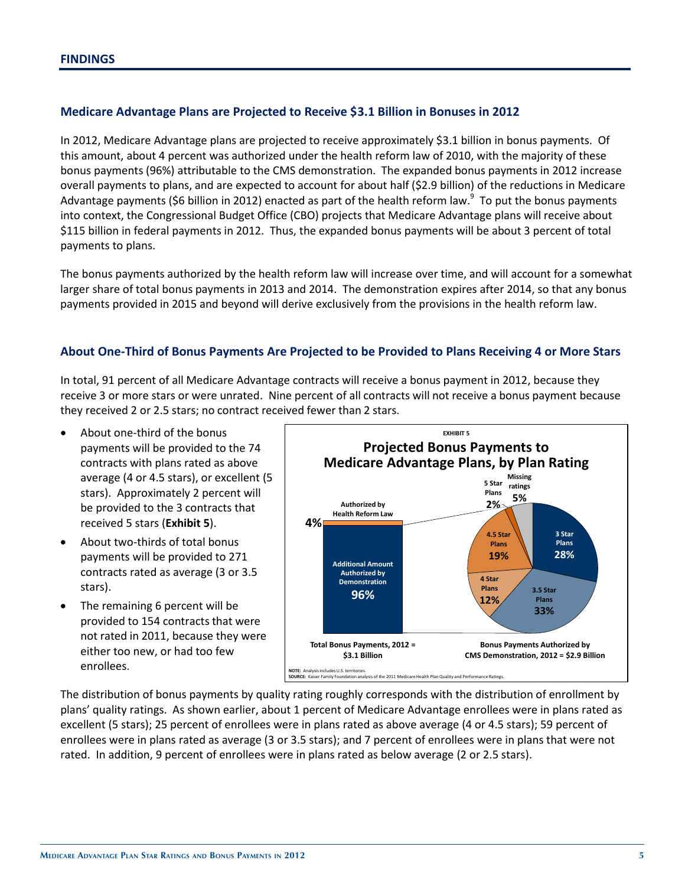## FINDINGS

### Medicare Advantage Plans are Projected to Receive $3.1 Billion in Bonuses in 2012

In 2012, Medicare Advantage plans are projected to receive approximately $3.1 billion in bonus payments. Of this amount, about 4 percent was authorized under the health reform law of 2010, with the majority of these bonus payments (96%) attributable to the CMS demonstration. The expanded bonus payments in 2012 increase overall payments to plans, and are expected to account for about half ($2.9 billion) of the reductions in Medicare Advantage payments ($6 billion in 2012) enacted as part of the health reform law.[9] To put the bonus payments into context, the Congressional Budget Office (CBO) projects that Medicare Advantage plans will receive about $115 billion in federal payments in 2012. Thus, the expanded bonus payments will be about 3 percent of total payments to plans.

The bonus payments authorized by the health reform law will increase over time, and will account for a somewhat larger share of total bonus payments in 2013 and 2014. The demonstration expires after 2014, so that any bonus payments provided in 2015 and beyond will derive exclusively from the provisions in the health reform law.

### About One-Third of Bonus Payments Are Projected to be Provided to Plans Receiving 4 or More Stars

In total, 91 percent of all Medicare Advantage contracts will receive a bonus payment in 2012, because they receive 3 or more stars or were unrated. Nine percent of all contracts will not receive a bonus payment because they received 2 or 2.5 stars; no contract received fewer than 2 stars.

- About one-third of the bonus payments will be provided to the 74 contracts with plans rated as above average (4 or 4.5 stars), or excellent (5 stars). Approximately 2 percent will be provided to the 3 contracts that received 5 stars (**Exhibit 5**).
- About two-thirds of total bonus payments will be provided to 271 contracts rated as average (3 or 3.5 stars).
- The remaining 6 percent will be provided to 154 contracts that were not rated in 2011, because they were either too new, or had too few enrollees.

EXHIBIT 5

**Projected Bonus Payments to Medicare Advantage Plans, by Plan Rating**

Total Bonus Payments, 2012 = $3.1 Billion

| Component | Share |
|---|---|
| Authorized by Health Reform Law | 4% |
| Additional Amount Authorized by Demonstration | 96% |

Bonus Payments Authorized by CMS Demonstration, 2012 = $2.9 Billion

| Plan Rating | Share |
|---|---|
| 3 Star Plans | 28% |
| 3.5 Star Plans | 33% |
| 4 Star Plans | 12% |
| 4.5 Star Plans | 19% |
| 5 Star Plans | 2% |
| Missing ratings | 5% |

NOTE: Analysis includes U.S. territories.
SOURCE: Kaiser Family Foundation analysis of the 2011 Medicare Health Plan Quality and Performance Ratings.

The distribution of bonus payments by quality rating roughly corresponds with the distribution of enrollment by plans' quality ratings. As shown earlier, about 1 percent of Medicare Advantage enrollees were in plans rated as excellent (5 stars); 25 percent of enrollees were in plans rated as above average (4 or 4.5 stars); 59 percent of enrollees were in plans rated as average (3 or 3.5 stars); and 7 percent of enrollees were in plans that were not rated. In addition, 9 percent of enrollees were in plans rated as below average (2 or 2.5 stars).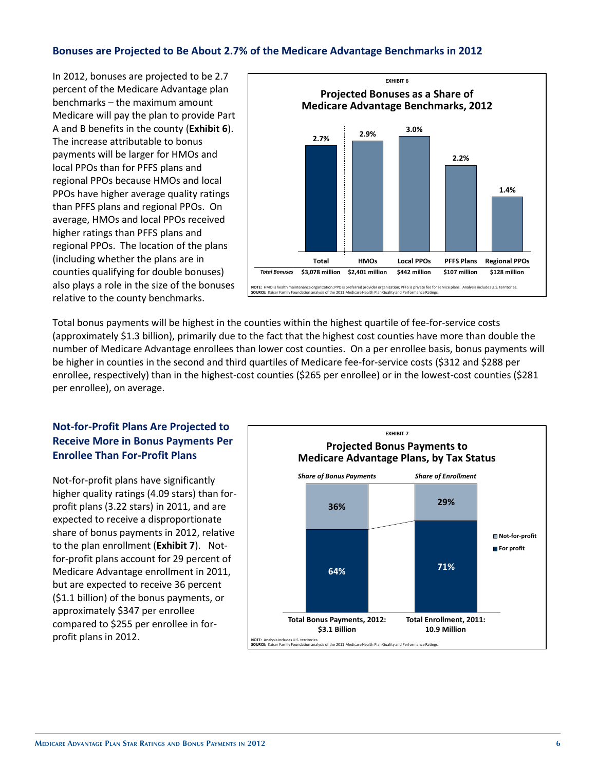### Bonuses are Projected to Be About 2.7% of the Medicare Advantage Benchmarks in 2012

In 2012, bonuses are projected to be 2.7 percent of the Medicare Advantage plan benchmarks – the maximum amount Medicare will pay the plan to provide Part A and B benefits in the county (**Exhibit 6**). The increase attributable to bonus payments will be larger for HMOs and local PPOs than for PFFS plans and regional PPOs because HMOs and local PPOs have higher average quality ratings than PFFS plans and regional PPOs. On average, HMOs and local PPOs received higher ratings than PFFS plans and regional PPOs. The location of the plans (including whether the plans are in counties qualifying for double bonuses) also plays a role in the size of the bonuses relative to the county benchmarks.

EXHIBIT 6

**Projected Bonuses as a Share of Medicare Advantage Benchmarks, 2012**

| | Total | HMOs | Local PPOs | PFFS Plans | Regional PPOs |
|---|---|---|---|---|---|
| Share of Benchmarks | 2.7% | 2.9% | 3.0% | 2.2% | 1.4% |
| *Total Bonuses* | $3,078 million | $2,401 million | $442 million | $107 million | $128 million |

**NOTE:** HMO is health maintenance organization; PPO is preferred provider organization; PFFS is private fee for service plans. Analysis includes U.S. territories.
**SOURCE:** Kaiser Family Foundation analysis of the 2011 Medicare Health Plan Quality and Performance Ratings.

Total bonus payments will be highest in the counties within the highest quartile of fee-for-service costs (approximately $1.3 billion), primarily due to the fact that the highest cost counties have more than double the number of Medicare Advantage enrollees than lower cost counties. On a per enrollee basis, bonus payments will be higher in counties in the second and third quartiles of Medicare fee-for-service costs ($312 and $288 per enrollee, respectively) than in the highest-cost counties ($265 per enrollee) or in the lowest-cost counties ($281 per enrollee), on average.

### Not-for-Profit Plans Are Projected to Receive More in Bonus Payments Per Enrollee Than For-Profit Plans

Not-for-profit plans have significantly higher quality ratings (4.09 stars) than for-profit plans (3.22 stars) in 2011, and are expected to receive a disproportionate share of bonus payments in 2012, relative to the plan enrollment (**Exhibit 7**). Not-for-profit plans account for 29 percent of Medicare Advantage enrollment in 2011, but are expected to receive 36 percent ($1.1 billion) of the bonus payments, or approximately $347 per enrollee compared to $255 per enrollee in for-profit plans in 2012.

EXHIBIT 7

**Projected Bonus Payments to Medicare Advantage Plans, by Tax Status**

| | *Share of Bonus Payments* (Total Bonus Payments, 2012: $3.1 Billion) | *Share of Enrollment* (Total Enrollment, 2011: 10.9 Million) |
|---|---|---|
| Not-for-profit | 36% | 29% |
| For profit | 64% | 71% |

**NOTE:** Analysis includes U.S. territories.
**SOURCE:** Kaiser Family Foundation analysis of the 2011 Medicare Health Plan Quality and Performance Ratings.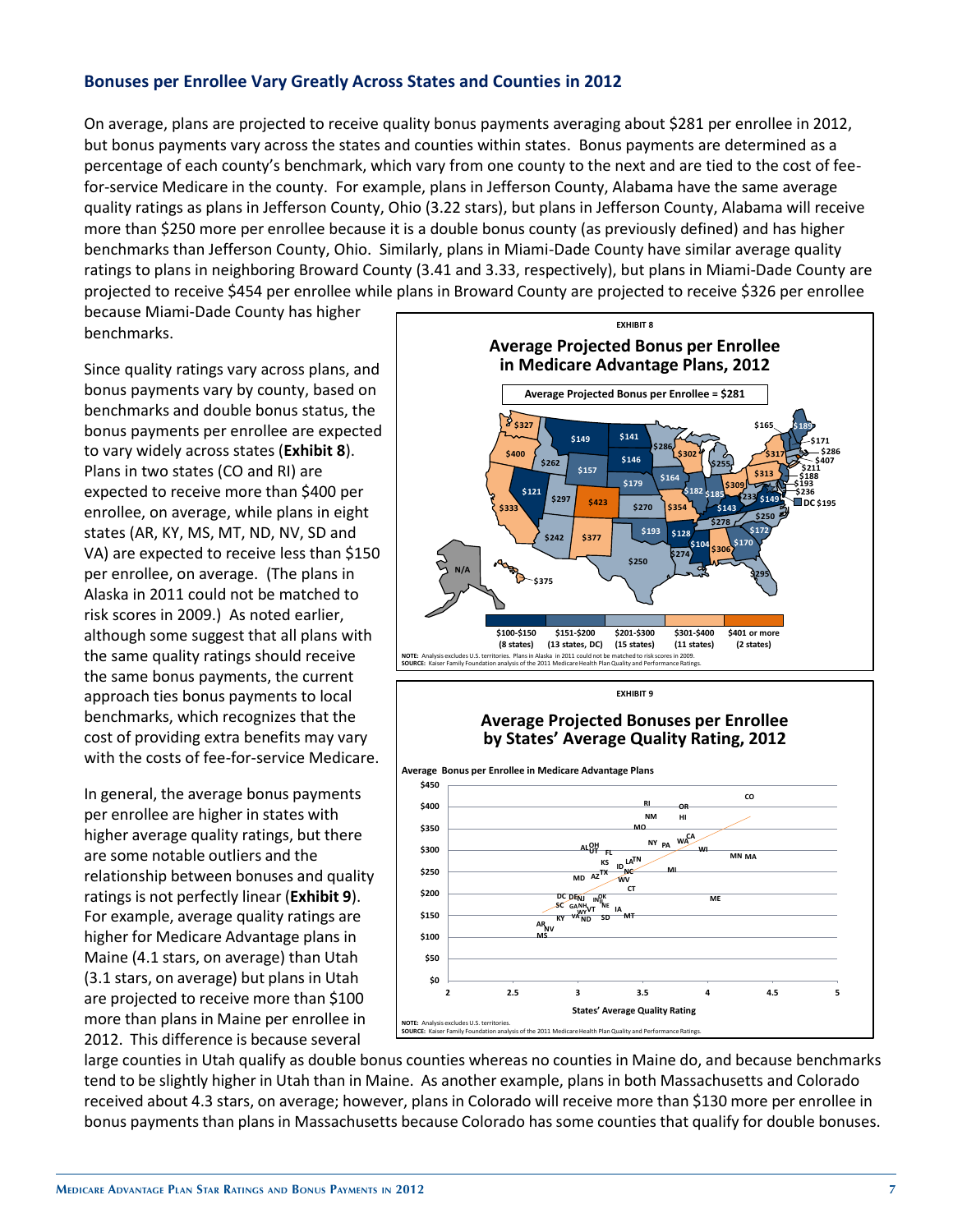## Bonuses per Enrollee Vary Greatly Across States and Counties in 2012

On average, plans are projected to receive quality bonus payments averaging about $281 per enrollee in 2012, but bonus payments vary across the states and counties within states. Bonus payments are determined as a percentage of each county's benchmark, which vary from one county to the next and are tied to the cost of fee-for-service Medicare in the county. For example, plans in Jefferson County, Alabama have the same average quality ratings as plans in Jefferson County, Ohio (3.22 stars), but plans in Jefferson County, Alabama will receive more than $250 more per enrollee because it is a double bonus county (as previously defined) and has higher benchmarks than Jefferson County, Ohio. Similarly, plans in Miami-Dade County have similar average quality ratings to plans in neighboring Broward County (3.41 and 3.33, respectively), but plans in Miami-Dade County are projected to receive $454 per enrollee while plans in Broward County are projected to receive $326 per enrollee because Miami-Dade County has higher benchmarks.

Since quality ratings vary across plans, and bonus payments vary by county, based on benchmarks and double bonus status, the bonus payments per enrollee are expected to vary widely across states (**Exhibit 8**). Plans in two states (CO and RI) are expected to receive more than $400 per enrollee, on average, while plans in eight states (AR, KY, MS, MT, ND, NV, SD and VA) are expected to receive less than $150 per enrollee, on average. (The plans in Alaska in 2011 could not be matched to risk scores in 2009.) As noted earlier, although some suggest that all plans with the same quality ratings should receive the same bonus payments, the current approach ties bonus payments to local benchmarks, which recognizes that the cost of providing extra benefits may vary with the costs of fee-for-service Medicare.

In general, the average bonus payments per enrollee are higher in states with higher average quality ratings, but there are some notable outliers and the relationship between bonuses and quality ratings is not perfectly linear (**Exhibit 9**). For example, average quality ratings are higher for Medicare Advantage plans in Maine (4.1 stars, on average) than Utah (3.1 stars, on average) but plans in Utah are projected to receive more than $100 more than plans in Maine per enrollee in 2012. This difference is because several large counties in Utah qualify as double bonus counties whereas no counties in Maine do, and because benchmarks tend to be slightly higher in Utah than in Maine. As another example, plans in both Massachusetts and Colorado received about 4.3 stars, on average; however, plans in Colorado will receive more than $130 more per enrollee in bonus payments than plans in Massachusetts because Colorado has some counties that qualify for double bonuses.

EXHIBIT 8

**Average Projected Bonus per Enrollee in Medicare Advantage Plans, 2012**

Average Projected Bonus per Enrollee = $281

Legend: $100-$150 (8 states); $151-$200 (13 states, DC); $201-$300 (15 states); $301-$400 (11 states); $401 or more (2 states)

NOTE: Analysis excludes U.S. territories. Plans in Alaska in 2011 could not be matched to risk scores in 2009.
SOURCE: Kaiser Family Foundation analysis of the 2011 Medicare Health Plan Quality and Performance Ratings.

EXHIBIT 9

**Average Projected Bonuses per Enrollee by States' Average Quality Rating, 2012**

NOTE: Analysis excludes U.S. territories.
SOURCE: Kaiser Family Foundation analysis of the 2011 Medicare Health Plan Quality and Performance Ratings.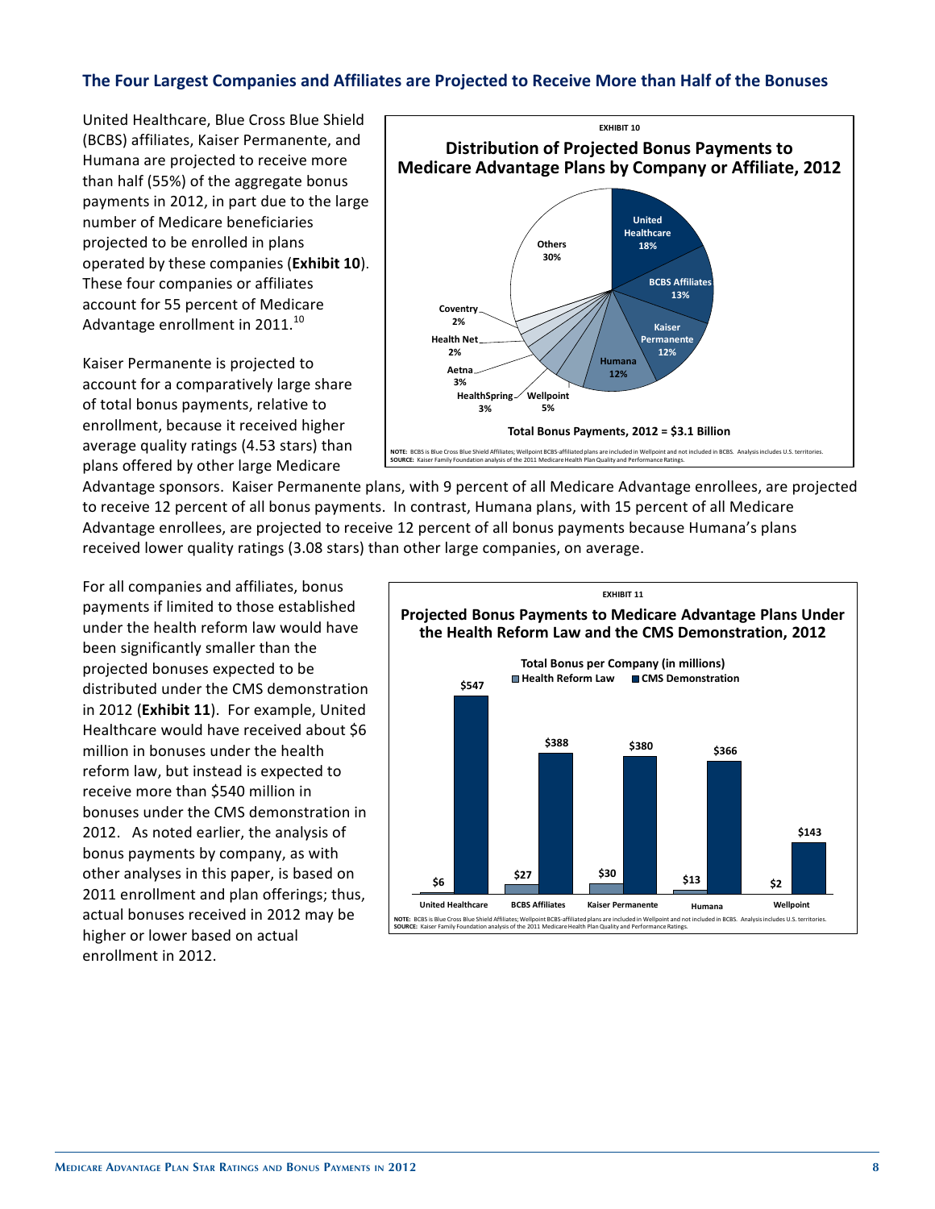## The Four Largest Companies and Affiliates are Projected to Receive More than Half of the Bonuses

United Healthcare, Blue Cross Blue Shield (BCBS) affiliates, Kaiser Permanente, and Humana are projected to receive more than half (55%) of the aggregate bonus payments in 2012, in part due to the large number of Medicare beneficiaries projected to be enrolled in plans operated by these companies (**Exhibit 10**). These four companies or affiliates account for 55 percent of Medicare Advantage enrollment in 2011.[10]

**EXHIBIT 10**

**Distribution of Projected Bonus Payments to Medicare Advantage Plans by Company or Affiliate, 2012**

| Company or Affiliate | Share of Bonus Payments |
|---|---|
| United Healthcare | 18% |
| BCBS Affiliates | 13% |
| Kaiser Permanente | 12% |
| Humana | 12% |
| Wellpoint | 5% |
| HealthSpring | 3% |
| Aetna | 3% |
| Health Net | 2% |
| Coventry | 2% |
| Others | 30% |

**Total Bonus Payments, 2012 = $3.1 Billion**

NOTE: BCBS is Blue Cross Blue Shield Affiliates; Wellpoint BCBS-affiliated plans are included in Wellpoint and not included in BCBS. Analysis includes U.S. territories.
SOURCE: Kaiser Family Foundation analysis of the 2011 Medicare Health Plan Quality and Performance Ratings.

Kaiser Permanente is projected to account for a comparatively large share of total bonus payments, relative to enrollment, because it received higher average quality ratings (4.53 stars) than plans offered by other large Medicare Advantage sponsors. Kaiser Permanente plans, with 9 percent of all Medicare Advantage enrollees, are projected to receive 12 percent of all bonus payments. In contrast, Humana plans, with 15 percent of all Medicare Advantage enrollees, are projected to receive 12 percent of all bonus payments because Humana's plans received lower quality ratings (3.08 stars) than other large companies, on average.

For all companies and affiliates, bonus payments if limited to those established under the health reform law would have been significantly smaller than the projected bonuses expected to be distributed under the CMS demonstration in 2012 (**Exhibit 11**). For example, United Healthcare would have received about $6 million in bonuses under the health reform law, but instead is expected to receive more than $540 million in bonuses under the CMS demonstration in 2012. As noted earlier, the analysis of bonus payments by company, as with other analyses in this paper, is based on 2011 enrollment and plan offerings; thus, actual bonuses received in 2012 may be higher or lower based on actual enrollment in 2012.

**EXHIBIT 11**

**Projected Bonus Payments to Medicare Advantage Plans Under the Health Reform Law and the CMS Demonstration, 2012**

**Total Bonus per Company (in millions)**

| Company | Health Reform Law | CMS Demonstration |
|---|---|---|
| United Healthcare | $6 | $547 |
| BCBS Affiliates | $27 | $388 |
| Kaiser Permanente | $30 | $380 |
| Humana | $13 | $366 |
| Wellpoint | $2 | $143 |

NOTE: BCBS is Blue Cross Blue Shield Affiliates; Wellpoint BCBS-affiliated plans are included in Wellpoint and not included in BCBS. Analysis includes U.S. territories.
SOURCE: Kaiser Family Foundation analysis of the 2011 Medicare Health Plan Quality and Performance Ratings.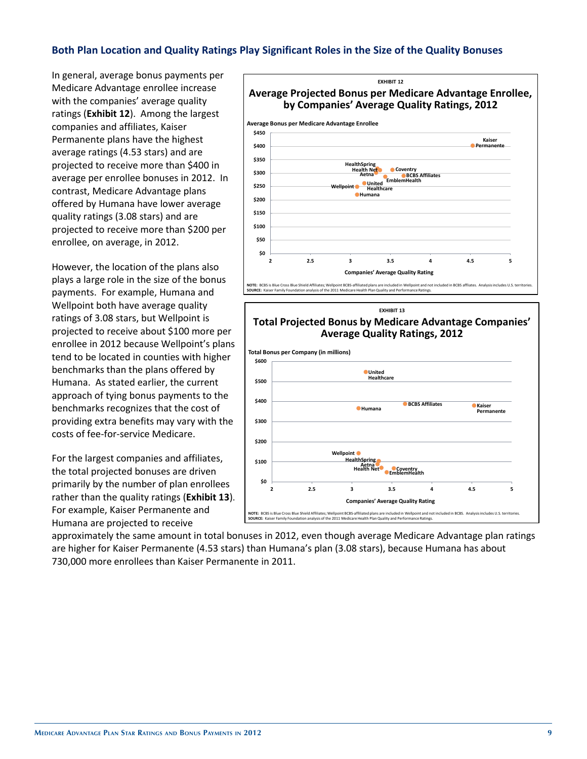## Both Plan Location and Quality Ratings Play Significant Roles in the Size of the Quality Bonuses

In general, average bonus payments per Medicare Advantage enrollee increase with the companies' average quality ratings (**Exhibit 12**). Among the largest companies and affiliates, Kaiser Permanente plans have the highest average ratings (4.53 stars) and are projected to receive more than $400 in average per enrollee bonuses in 2012. In contrast, Medicare Advantage plans offered by Humana have lower average quality ratings (3.08 stars) and are projected to receive more than $200 per enrollee, on average, in 2012.

However, the location of the plans also plays a large role in the size of the bonus payments. For example, Humana and Wellpoint both have average quality ratings of 3.08 stars, but Wellpoint is projected to receive about $100 more per enrollee in 2012 because Wellpoint's plans tend to be located in counties with higher benchmarks than the plans offered by Humana. As stated earlier, the current approach of tying bonus payments to the benchmarks recognizes that the cost of providing extra benefits may vary with the costs of fee-for-service Medicare.

For the largest companies and affiliates, the total projected bonuses are driven primarily by the number of plan enrollees rather than the quality ratings (**Exhibit 13**). For example, Kaiser Permanente and Humana are projected to receive approximately the same amount in total bonuses in 2012, even though average Medicare Advantage plan ratings are higher for Kaiser Permanente (4.53 stars) than Humana's plan (3.08 stars), because Humana has about 730,000 more enrollees than Kaiser Permanente in 2011.

EXHIBIT 12

**Average Projected Bonus per Medicare Advantage Enrollee, by Companies' Average Quality Ratings, 2012**

Average Bonus per Medicare Advantage Enrollee: $0 to $450 (y-axis); Companies' Average Quality Rating: 2 to 5 (x-axis)

Data labels: Kaiser Permanente; HealthSpring; Health Net; Aetna; Coventry; BCBS Affiliates; EmblemHealth; United Healthcare; Wellpoint; Humana

NOTE: BCBS is Blue Cross Blue Shield Affiliates; Wellpoint BCBS-affiliated plans are included in Wellpoint and not included in BCBS affiliates. Analysis includes U.S. territories.
SOURCE: Kaiser Family Foundation analysis of the 2011 Medicare Health Plan Quality and Performance Ratings.

EXHIBIT 13

**Total Projected Bonus by Medicare Advantage Companies' Average Quality Ratings, 2012**

Total Bonus per Company (in millions): $0 to $600 (y-axis); Companies' Average Quality Rating: 2 to 5 (x-axis)

Data labels: United Healthcare; BCBS Affiliates; Humana; Kaiser Permanente; Wellpoint; HealthSpring; Aetna; Health Net; Coventry; EmblemHealth

NOTE: BCBS is Blue Cross Blue Shield Affiliates; Wellpoint BCBS-affiliated plans are included in Wellpoint and not included in BCBS. Analysis includes U.S. territories.
SOURCE: Kaiser Family Foundation analysis of the 2011 Medicare Health Plan Quality and Performance Ratings.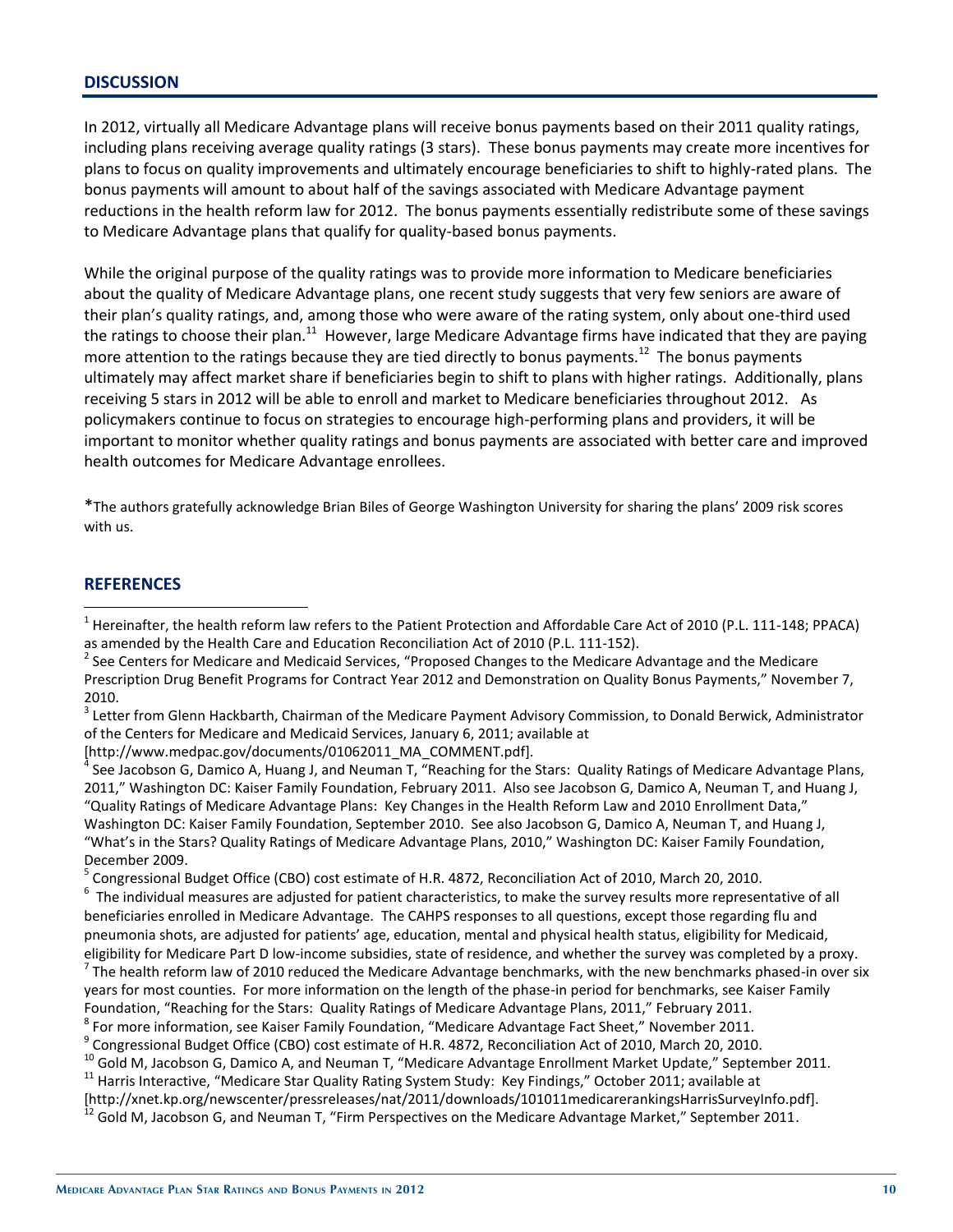## DISCUSSION

In 2012, virtually all Medicare Advantage plans will receive bonus payments based on their 2011 quality ratings, including plans receiving average quality ratings (3 stars). These bonus payments may create more incentives for plans to focus on quality improvements and ultimately encourage beneficiaries to shift to highly-rated plans. The bonus payments will amount to about half of the savings associated with Medicare Advantage payment reductions in the health reform law for 2012. The bonus payments essentially redistribute some of these savings to Medicare Advantage plans that qualify for quality-based bonus payments.

While the original purpose of the quality ratings was to provide more information to Medicare beneficiaries about the quality of Medicare Advantage plans, one recent study suggests that very few seniors are aware of their plan's quality ratings, and, among those who were aware of the rating system, only about one-third used the ratings to choose their plan.[11] However, large Medicare Advantage firms have indicated that they are paying more attention to the ratings because they are tied directly to bonus payments.[12] The bonus payments ultimately may affect market share if beneficiaries begin to shift to plans with higher ratings. Additionally, plans receiving 5 stars in 2012 will be able to enroll and market to Medicare beneficiaries throughout 2012. As policymakers continue to focus on strategies to encourage high-performing plans and providers, it will be important to monitor whether quality ratings and bonus payments are associated with better care and improved health outcomes for Medicare Advantage enrollees.

*The authors gratefully acknowledge Brian Biles of George Washington University for sharing the plans' 2009 risk scores with us.

## REFERENCES

[1] Hereinafter, the health reform law refers to the Patient Protection and Affordable Care Act of 2010 (P.L. 111-148; PPACA) as amended by the Health Care and Education Reconciliation Act of 2010 (P.L. 111-152).

[2] See Centers for Medicare and Medicaid Services, "Proposed Changes to the Medicare Advantage and the Medicare Prescription Drug Benefit Programs for Contract Year 2012 and Demonstration on Quality Bonus Payments," November 7, 2010.

[3] Letter from Glenn Hackbarth, Chairman of the Medicare Payment Advisory Commission, to Donald Berwick, Administrator of the Centers for Medicare and Medicaid Services, January 6, 2011; available at [http://www.medpac.gov/documents/01062011_MA_COMMENT.pdf].

[4] See Jacobson G, Damico A, Huang J, and Neuman T, "Reaching for the Stars: Quality Ratings of Medicare Advantage Plans, 2011," Washington DC: Kaiser Family Foundation, February 2011. Also see Jacobson G, Damico A, Neuman T, and Huang J, "Quality Ratings of Medicare Advantage Plans: Key Changes in the Health Reform Law and 2010 Enrollment Data," Washington DC: Kaiser Family Foundation, September 2010. See also Jacobson G, Damico A, Neuman T, and Huang J, "What's in the Stars? Quality Ratings of Medicare Advantage Plans, 2010," Washington DC: Kaiser Family Foundation, December 2009.

[5] Congressional Budget Office (CBO) cost estimate of H.R. 4872, Reconciliation Act of 2010, March 20, 2010.

[6] The individual measures are adjusted for patient characteristics, to make the survey results more representative of all beneficiaries enrolled in Medicare Advantage. The CAHPS responses to all questions, except those regarding flu and pneumonia shots, are adjusted for patients' age, education, mental and physical health status, eligibility for Medicaid, eligibility for Medicare Part D low-income subsidies, state of residence, and whether the survey was completed by a proxy.

[7] The health reform law of 2010 reduced the Medicare Advantage benchmarks, with the new benchmarks phased-in over six years for most counties. For more information on the length of the phase-in period for benchmarks, see Kaiser Family Foundation, "Reaching for the Stars: Quality Ratings of Medicare Advantage Plans, 2011," February 2011.

[8] For more information, see Kaiser Family Foundation, "Medicare Advantage Fact Sheet," November 2011.

[9] Congressional Budget Office (CBO) cost estimate of H.R. 4872, Reconciliation Act of 2010, March 20, 2010.

[10] Gold M, Jacobson G, Damico A, and Neuman T, "Medicare Advantage Enrollment Market Update," September 2011.

[11] Harris Interactive, "Medicare Star Quality Rating System Study: Key Findings," October 2011; available at [http://xnet.kp.org/newscenter/pressreleases/nat/2011/downloads/101011medicarerankingsHarrisSurveyInfo.pdf].

[12] Gold M, Jacobson G, and Neuman T, "Firm Perspectives on the Medicare Advantage Market," September 2011.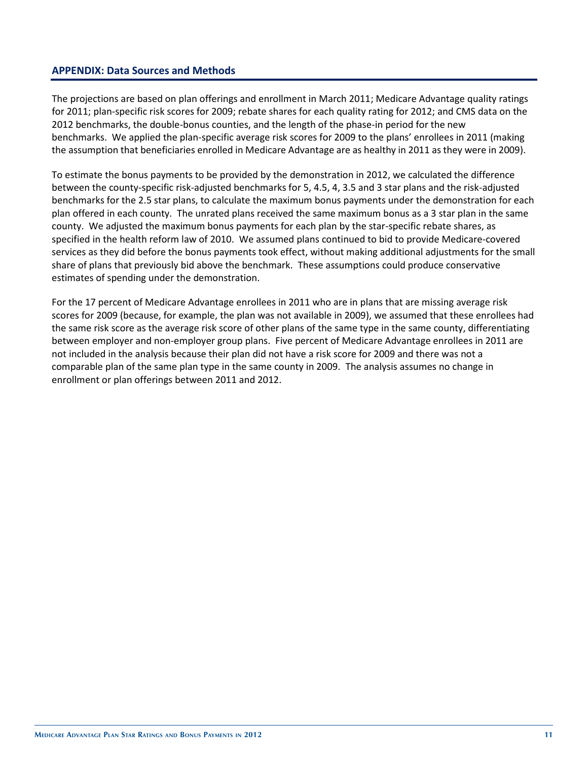## APPENDIX: Data Sources and Methods

The projections are based on plan offerings and enrollment in March 2011; Medicare Advantage quality ratings for 2011; plan-specific risk scores for 2009; rebate shares for each quality rating for 2012; and CMS data on the 2012 benchmarks, the double-bonus counties, and the length of the phase-in period for the new benchmarks. We applied the plan-specific average risk scores for 2009 to the plans' enrollees in 2011 (making the assumption that beneficiaries enrolled in Medicare Advantage are as healthy in 2011 as they were in 2009).

To estimate the bonus payments to be provided by the demonstration in 2012, we calculated the difference between the county-specific risk-adjusted benchmarks for 5, 4.5, 4, 3.5 and 3 star plans and the risk-adjusted benchmarks for the 2.5 star plans, to calculate the maximum bonus payments under the demonstration for each plan offered in each county. The unrated plans received the same maximum bonus as a 3 star plan in the same county. We adjusted the maximum bonus payments for each plan by the star-specific rebate shares, as specified in the health reform law of 2010. We assumed plans continued to bid to provide Medicare-covered services as they did before the bonus payments took effect, without making additional adjustments for the small share of plans that previously bid above the benchmark. These assumptions could produce conservative estimates of spending under the demonstration.

For the 17 percent of Medicare Advantage enrollees in 2011 who are in plans that are missing average risk scores for 2009 (because, for example, the plan was not available in 2009), we assumed that these enrollees had the same risk score as the average risk score of other plans of the same type in the same county, differentiating between employer and non-employer group plans. Five percent of Medicare Advantage enrollees in 2011 are not included in the analysis because their plan did not have a risk score for 2009 and there was not a comparable plan of the same plan type in the same county in 2009. The analysis assumes no change in enrollment or plan offerings between 2011 and 2012.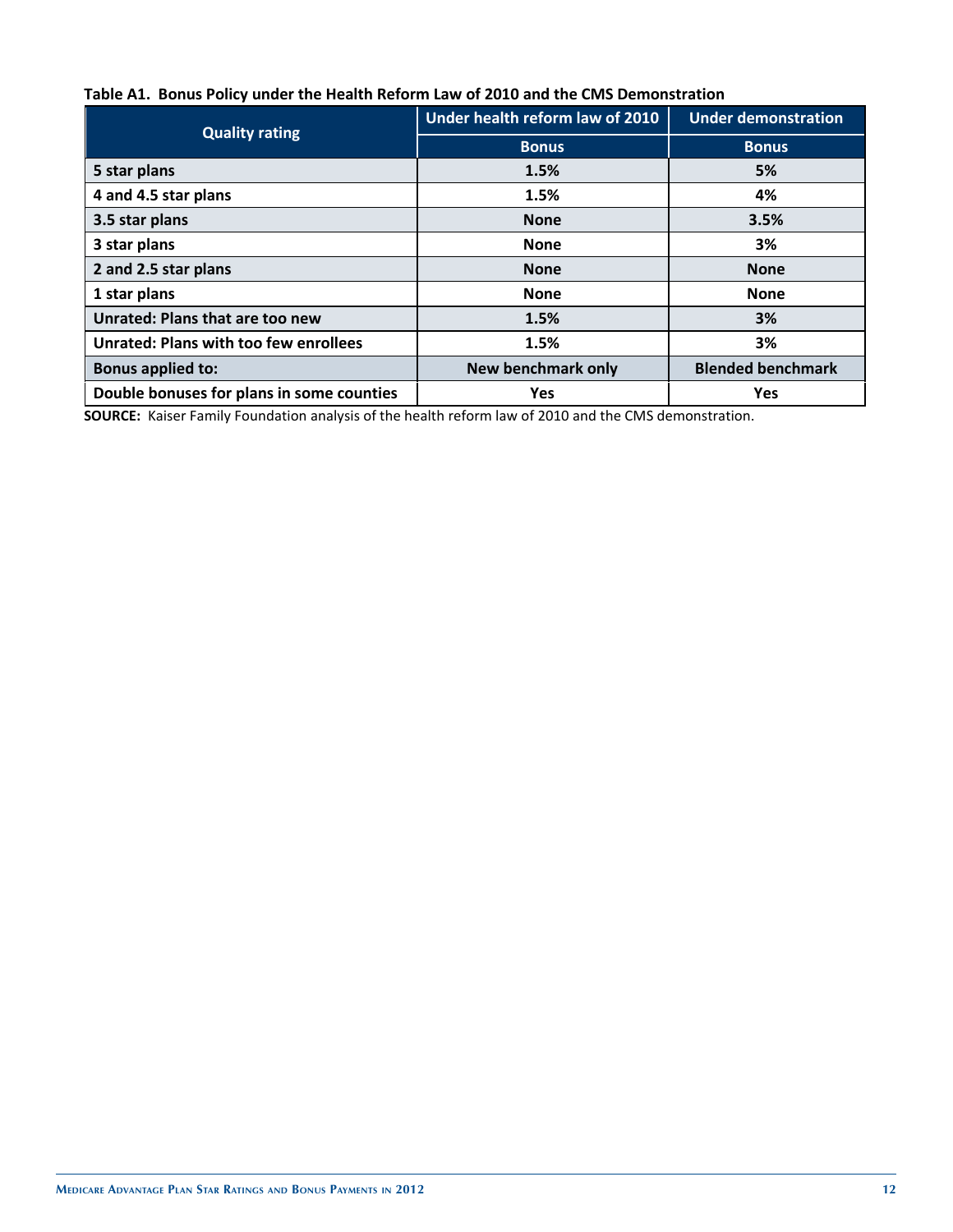**Table A1. Bonus Policy under the Health Reform Law of 2010 and the CMS Demonstration**

| Quality rating | Under health reform law of 2010 | Under demonstration |
|---|---|---|
| | Bonus | Bonus |
| 5 star plans | 1.5% | 5% |
| 4 and 4.5 star plans | 1.5% | 4% |
| 3.5 star plans | None | 3.5% |
| 3 star plans | None | 3% |
| 2 and 2.5 star plans | None | None |
| 1 star plans | None | None |
| Unrated: Plans that are too new | 1.5% | 3% |
| Unrated: Plans with too few enrollees | 1.5% | 3% |
| Bonus applied to: | New benchmark only | Blended benchmark |
| Double bonuses for plans in some counties | Yes | Yes |

**SOURCE:** Kaiser Family Foundation analysis of the health reform law of 2010 and the CMS demonstration.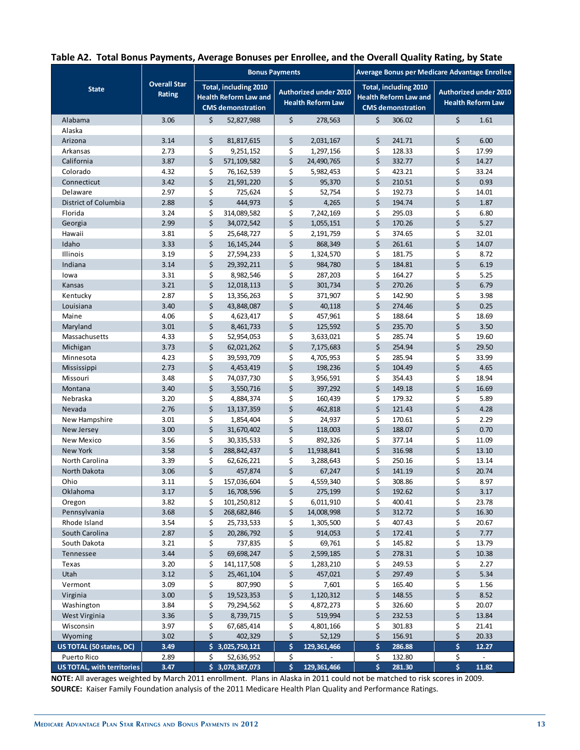## Table A2. Total Bonus Payments, Average Bonuses per Enrollee, and the Overall Quality Rating, by State

| State | Overall Star Rating | Bonus Payments | | Average Bonus per Medicare Advantage Enrollee | |
|---|---|---|---|---|---|
| | | Total, including 2010 Health Reform Law and CMS demonstration | Authorized under 2010 Health Reform Law | Total, including 2010 Health Reform Law and CMS demonstration | Authorized under 2010 Health Reform Law |
| Alabama | 3.06 | $ 52,827,988 | $ 278,563 | $ 306.02 | $ 1.61 |
| Alaska | | | | | |
| Arizona | 3.14 | $ 81,817,615 | $ 2,031,167 | $ 241.71 | $ 6.00 |
| Arkansas | 2.73 | $ 9,251,152 | $ 1,297,156 | $ 128.33 | $ 17.99 |
| California | 3.87 | $ 571,109,582 | $ 24,490,765 | $ 332.77 | $ 14.27 |
| Colorado | 4.32 | $ 76,162,539 | $ 5,982,453 | $ 423.21 | $ 33.24 |
| Connecticut | 3.42 | $ 21,591,220 | $ 95,370 | $ 210.51 | $ 0.93 |
| Delaware | 2.97 | $ 725,624 | $ 52,754 | $ 192.73 | $ 14.01 |
| District of Columbia | 2.88 | $ 444,973 | $ 4,265 | $ 194.74 | $ 1.87 |
| Florida | 3.24 | $ 314,089,582 | $ 7,242,169 | $ 295.03 | $ 6.80 |
| Georgia | 2.99 | $ 34,072,542 | $ 1,055,151 | $ 170.26 | $ 5.27 |
| Hawaii | 3.81 | $ 25,648,727 | $ 2,191,759 | $ 374.65 | $ 32.01 |
| Idaho | 3.33 | $ 16,145,244 | $ 868,349 | $ 261.61 | $ 14.07 |
| Illinois | 3.19 | $ 27,594,233 | $ 1,324,570 | $ 181.75 | $ 8.72 |
| Indiana | 3.14 | $ 29,392,211 | $ 984,780 | $ 184.81 | $ 6.19 |
| Iowa | 3.31 | $ 8,982,546 | $ 287,203 | $ 164.27 | $ 5.25 |
| Kansas | 3.21 | $ 12,018,113 | $ 301,734 | $ 270.26 | $ 6.79 |
| Kentucky | 2.87 | $ 13,356,263 | $ 371,907 | $ 142.90 | $ 3.98 |
| Louisiana | 3.40 | $ 43,848,087 | $ 40,118 | $ 274.46 | $ 0.25 |
| Maine | 4.06 | $ 4,623,417 | $ 457,961 | $ 188.64 | $ 18.69 |
| Maryland | 3.01 | $ 8,461,733 | $ 125,592 | $ 235.70 | $ 3.50 |
| Massachusetts | 4.33 | $ 52,954,053 | $ 3,633,021 | $ 285.74 | $ 19.60 |
| Michigan | 3.73 | $ 62,021,262 | $ 7,175,683 | $ 254.94 | $ 29.50 |
| Minnesota | 4.23 | $ 39,593,709 | $ 4,705,953 | $ 285.94 | $ 33.99 |
| Mississippi | 2.73 | $ 4,453,419 | $ 198,236 | $ 104.49 | $ 4.65 |
| Missouri | 3.48 | $ 74,037,730 | $ 3,956,591 | $ 354.43 | $ 18.94 |
| Montana | 3.40 | $ 3,550,716 | $ 397,292 | $ 149.18 | $ 16.69 |
| Nebraska | 3.20 | $ 4,884,374 | $ 160,439 | $ 179.32 | $ 5.89 |
| Nevada | 2.76 | $ 13,137,359 | $ 462,818 | $ 121.43 | $ 4.28 |
| New Hampshire | 3.01 | $ 1,854,404 | $ 24,937 | $ 170.61 | $ 2.29 |
| New Jersey | 3.00 | $ 31,670,402 | $ 118,003 | $ 188.07 | $ 0.70 |
| New Mexico | 3.56 | $ 30,335,533 | $ 892,326 | $ 377.14 | $ 11.09 |
| New York | 3.58 | $ 288,842,437 | $ 11,938,841 | $ 316.98 | $ 13.10 |
| North Carolina | 3.39 | $ 62,626,221 | $ 3,288,643 | $ 250.16 | $ 13.14 |
| North Dakota | 3.06 | $ 457,874 | $ 67,247 | $ 141.19 | $ 20.74 |
| Ohio | 3.11 | $ 157,036,604 | $ 4,559,340 | $ 308.86 | $ 8.97 |
| Oklahoma | 3.17 | $ 16,708,596 | $ 275,199 | $ 192.62 | $ 3.17 |
| Oregon | 3.82 | $ 101,250,812 | $ 6,011,910 | $ 400.41 | $ 23.78 |
| Pennsylvania | 3.68 | $ 268,682,846 | $ 14,008,998 | $ 312.72 | $ 16.30 |
| Rhode Island | 3.54 | $ 25,733,533 | $ 1,305,500 | $ 407.43 | $ 20.67 |
| South Carolina | 2.87 | $ 20,286,792 | $ 914,053 | $ 172.41 | $ 7.77 |
| South Dakota | 3.21 | $ 737,835 | $ 69,761 | $ 145.82 | $ 13.79 |
| Tennessee | 3.44 | $ 69,698,247 | $ 2,599,185 | $ 278.31 | $ 10.38 |
| Texas | 3.20 | $ 141,117,508 | $ 1,283,210 | $ 249.53 | $ 2.27 |
| Utah | 3.12 | $ 25,461,104 | $ 457,021 | $ 297.49 | $ 5.34 |
| Vermont | 3.09 | $ 807,990 | $ 7,601 | $ 165.40 | $ 1.56 |
| Virginia | 3.00 | $ 19,523,353 | $ 1,120,312 | $ 148.55 | $ 8.52 |
| Washington | 3.84 | $ 79,294,562 | $ 4,872,273 | $ 326.60 | $ 20.07 |
| West Virginia | 3.36 | $ 8,739,715 | $ 519,994 | $ 232.53 | $ 13.84 |
| Wisconsin | 3.97 | $ 67,685,414 | $ 4,801,166 | $ 301.83 | $ 21.41 |
| Wyoming | 3.02 | $ 402,329 | $ 52,129 | $ 156.91 | $ 20.33 |
| **US TOTAL (50 states, DC)** | **3.49** | **$ 3,025,750,121** | **$ 129,361,466** | **$ 286.88** | **$ 12.27** |
| Puerto Rico | 2.89 | $ 52,636,952 | $ - | $ 132.80 | $ - |
| **US TOTAL, with territories** | **3.47** | **$ 3,078,387,073** | **$ 129,361,466** | **$ 281.30** | **$ 11.82** |

**NOTE:** All averages weighted by March 2011 enrollment. Plans in Alaska in 2011 could not be matched to risk scores in 2009.
**SOURCE:** Kaiser Family Foundation analysis of the 2011 Medicare Health Plan Quality and Performance Ratings.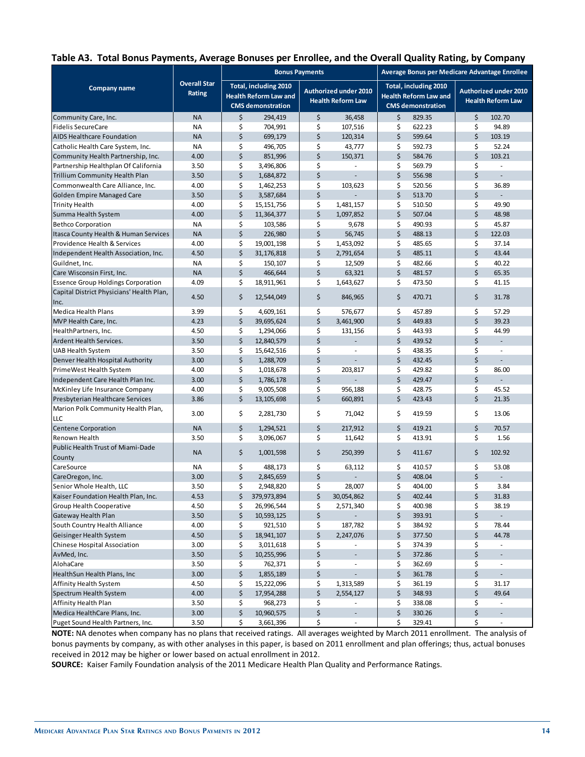**Table A3. Total Bonus Payments, Average Bonuses per Enrollee, and the Overall Quality Rating, by Company**

| Company name | Overall Star Rating | Bonus Payments | | Average Bonus per Medicare Advantage Enrollee | |
|---|---|---|---|---|---|
| | | Total, including 2010 Health Reform Law and CMS demonstration | Authorized under 2010 Health Reform Law | Total, including 2010 Health Reform Law and CMS demonstration | Authorized under 2010 Health Reform Law |
| Community Care, Inc. | NA | $ 294,419 | $ 36,458 | $ 829.35 | $ 102.70 |
| Fidelis SecureCare | NA | $ 704,991 | $ 107,516 | $ 622.23 | $ 94.89 |
| AIDS Healthcare Foundation | NA | $ 699,179 | $ 120,314 | $ 599.64 | $ 103.19 |
| Catholic Health Care System, Inc. | NA | $ 496,705 | $ 43,777 | $ 592.73 | $ 52.24 |
| Community Health Partnership, Inc. | 4.00 | $ 851,996 | $ 150,371 | $ 584.76 | $ 103.21 |
| Partnership Healthplan Of California | 3.50 | $ 3,496,806 | $ - | $ 569.79 | $ - |
| Trillium Community Health Plan | 3.50 | $ 1,684,872 | $ - | $ 556.98 | $ - |
| Commonwealth Care Alliance, Inc. | 4.00 | $ 1,462,253 | $ 103,623 | $ 520.56 | $ 36.89 |
| Golden Empire Managed Care | 3.50 | $ 3,587,684 | $ - | $ 513.70 | $ - |
| Trinity Health | 4.00 | $ 15,151,756 | $ 1,481,157 | $ 510.50 | $ 49.90 |
| Summa Health System | 4.00 | $ 11,364,377 | $ 1,097,852 | $ 507.04 | $ 48.98 |
| Bethco Corporation | NA | $ 103,586 | $ 9,678 | $ 490.93 | $ 45.87 |
| Itasca County Health & Human Services | NA | $ 226,980 | $ 56,745 | $ 488.13 | $ 122.03 |
| Providence Health & Services | 4.00 | $ 19,001,198 | $ 1,453,092 | $ 485.65 | $ 37.14 |
| Independent Health Association, Inc. | 4.50 | $ 31,176,818 | $ 2,791,654 | $ 485.11 | $ 43.44 |
| Guildnet, Inc. | NA | $ 150,107 | $ 12,509 | $ 482.66 | $ 40.22 |
| Care Wisconsin First, Inc. | NA | $ 466,644 | $ 63,321 | $ 481.57 | $ 65.35 |
| Essence Group Holdings Corporation | 4.09 | $ 18,911,961 | $ 1,643,627 | $ 473.50 | $ 41.15 |
| Capital District Physicians' Health Plan, Inc. | 4.50 | $ 12,544,049 | $ 846,965 | $ 470.71 | $ 31.78 |
| Medica Health Plans | 3.99 | $ 4,609,161 | $ 576,677 | $ 457.89 | $ 57.29 |
| MVP Health Care, Inc. | 4.23 | $ 39,695,624 | $ 3,461,900 | $ 449.83 | $ 39.23 |
| HealthPartners, Inc. | 4.50 | $ 1,294,066 | $ 131,156 | $ 443.93 | $ 44.99 |
| Ardent Health Services. | 3.50 | $ 12,840,579 | $ - | $ 439.52 | $ - |
| UAB Health System | 3.50 | $ 15,642,516 | $ - | $ 438.35 | $ - |
| Denver Health Hospital Authority | 3.00 | $ 1,288,709 | $ - | $ 432.45 | $ - |
| PrimeWest Health System | 4.00 | $ 1,018,678 | $ 203,817 | $ 429.82 | $ 86.00 |
| Independent Care Health Plan Inc. | 3.00 | $ 1,786,178 | $ - | $ 429.47 | $ - |
| McKinley Life Insurance Company | 4.00 | $ 9,005,508 | $ 956,188 | $ 428.75 | $ 45.52 |
| Presbyterian Healthcare Services | 3.86 | $ 13,105,698 | $ 660,891 | $ 423.43 | $ 21.35 |
| Marion Polk Community Health Plan, LLC | 3.00 | $ 2,281,730 | $ 71,042 | $ 419.59 | $ 13.06 |
| Centene Corporation | NA | $ 1,294,521 | $ 217,912 | $ 419.21 | $ 70.57 |
| Renown Health | 3.50 | $ 3,096,067 | $ 11,642 | $ 413.91 | $ 1.56 |
| Public Health Trust of Miami-Dade County | NA | $ 1,001,598 | $ 250,399 | $ 411.67 | $ 102.92 |
| CareSource | NA | $ 488,173 | $ 63,112 | $ 410.57 | $ 53.08 |
| CareOregon, Inc. | 3.00 | $ 2,845,659 | $ - | $ 408.04 | $ - |
| Senior Whole Health, LLC | 3.50 | $ 2,948,820 | $ 28,007 | $ 404.00 | $ 3.84 |
| Kaiser Foundation Health Plan, Inc. | 4.53 | $ 379,973,894 | $ 30,054,862 | $ 402.44 | $ 31.83 |
| Group Health Cooperative | 4.50 | $ 26,996,544 | $ 2,571,340 | $ 400.98 | $ 38.19 |
| Gateway Health Plan | 3.50 | $ 10,593,125 | $ - | $ 393.91 | $ - |
| South Country Health Alliance | 4.00 | $ 921,510 | $ 187,782 | $ 384.92 | $ 78.44 |
| Geisinger Health System | 4.50 | $ 18,941,107 | $ 2,247,076 | $ 377.50 | $ 44.78 |
| Chinese Hospital Association | 3.00 | $ 3,011,618 | $ - | $ 374.39 | $ - |
| AvMed, Inc. | 3.50 | $ 10,255,996 | $ - | $ 372.86 | $ - |
| AlohaCare | 3.50 | $ 762,371 | $ - | $ 362.69 | $ - |
| HealthSun Health Plans, Inc | 3.00 | $ 1,855,189 | $ - | $ 361.78 | $ - |
| Affinity Health System | 4.50 | $ 15,222,096 | $ 1,313,589 | $ 361.19 | $ 31.17 |
| Spectrum Health System | 4.00 | $ 17,954,288 | $ 2,554,127 | $ 348.93 | $ 49.64 |
| Affinity Health Plan | 3.50 | $ 968,273 | $ - | $ 338.08 | $ - |
| Medica HealthCare Plans, Inc. | 3.00 | $ 10,960,575 | $ - | $ 330.26 | $ - |
| Puget Sound Health Partners, Inc. | 3.50 | $ 3,661,396 | $ - | $ 329.41 | $ - |

**NOTE:** NA denotes when company has no plans that received ratings. All averages weighted by March 2011 enrollment. The analysis of bonus payments by company, as with other analyses in this paper, is based on 2011 enrollment and plan offerings; thus, actual bonuses received in 2012 may be higher or lower based on actual enrollment in 2012.

**SOURCE:** Kaiser Family Foundation analysis of the 2011 Medicare Health Plan Quality and Performance Ratings.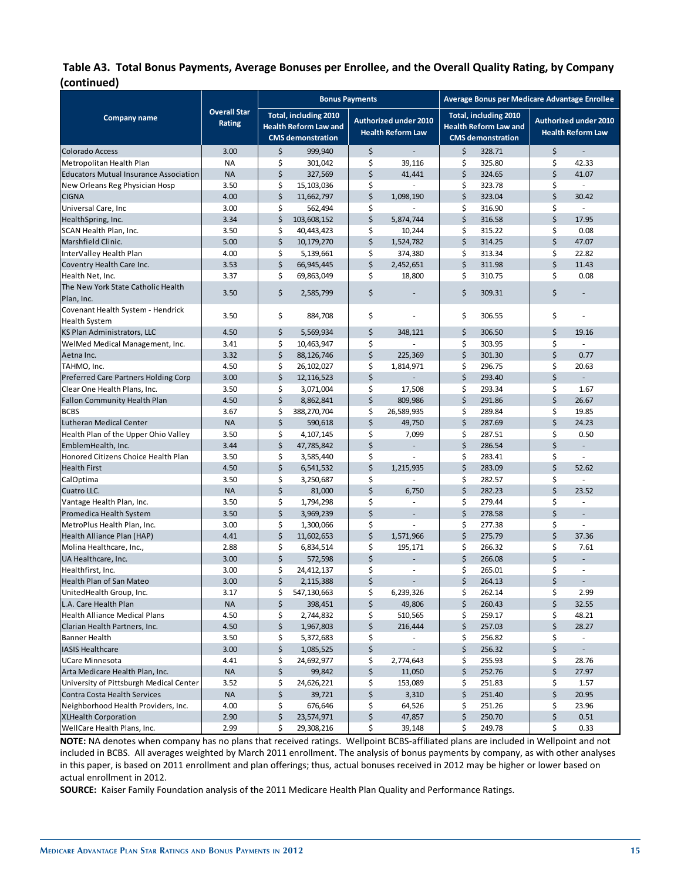## Table A3. Total Bonus Payments, Average Bonuses per Enrollee, and the Overall Quality Rating, by Company (continued)

| Company name | Overall Star Rating | Bonus Payments | | Average Bonus per Medicare Advantage Enrollee | |
|---|---|---|---|---|---|
| | | Total, including 2010 Health Reform Law and CMS demonstration | Authorized under 2010 Health Reform Law | Total, including 2010 Health Reform Law and CMS demonstration | Authorized under 2010 Health Reform Law |
| Colorado Access | 3.00 | $ 999,940 | $ - | $ 328.71 | $ - |
| Metropolitan Health Plan | NA | $ 301,042 | $ 39,116 | $ 325.80 | $ 42.33 |
| Educators Mutual Insurance Association | NA | $ 327,569 | $ 41,441 | $ 324.65 | $ 41.07 |
| New Orleans Reg Physician Hosp | 3.50 | $ 15,103,036 | $ - | $ 323.78 | $ - |
| CIGNA | 4.00 | $ 11,662,797 | $ 1,098,190 | $ 323.04 | $ 30.42 |
| Universal Care, Inc | 3.00 | $ 562,494 | $ - | $ 316.90 | $ - |
| HealthSpring, Inc. | 3.34 | $ 103,608,152 | $ 5,874,744 | $ 316.58 | $ 17.95 |
| SCAN Health Plan, Inc. | 3.50 | $ 40,443,423 | $ 10,244 | $ 315.22 | $ 0.08 |
| Marshfield Clinic. | 5.00 | $ 10,179,270 | $ 1,524,782 | $ 314.25 | $ 47.07 |
| InterValley Health Plan | 4.00 | $ 5,139,661 | $ 374,380 | $ 313.34 | $ 22.82 |
| Coventry Health Care Inc. | 3.53 | $ 66,945,445 | $ 2,452,651 | $ 311.98 | $ 11.43 |
| Health Net, Inc. | 3.37 | $ 69,863,049 | $ 18,800 | $ 310.75 | $ 0.08 |
| The New York State Catholic Health Plan, Inc. | 3.50 | $ 2,585,799 | $ - | $ 309.31 | $ - |
| Covenant Health System - Hendrick Health System | 3.50 | $ 884,708 | $ - | $ 306.55 | $ - |
| KS Plan Administrators, LLC | 4.50 | $ 5,569,934 | $ 348,121 | $ 306.50 | $ 19.16 |
| WelMed Medical Management, Inc. | 3.41 | $ 10,463,947 | $ - | $ 303.95 | $ - |
| Aetna Inc. | 3.32 | $ 88,126,746 | $ 225,369 | $ 301.30 | $ 0.77 |
| TAHMO, Inc. | 4.50 | $ 26,102,027 | $ 1,814,971 | $ 296.75 | $ 20.63 |
| Preferred Care Partners Holding Corp | 3.00 | $ 12,116,523 | $ - | $ 293.40 | $ - |
| Clear One Health Plans, Inc. | 3.50 | $ 3,071,004 | $ 17,508 | $ 293.34 | $ 1.67 |
| Fallon Community Health Plan | 4.50 | $ 8,862,841 | $ 809,986 | $ 291.86 | $ 26.67 |
| BCBS | 3.67 | $ 388,270,704 | $ 26,589,935 | $ 289.84 | $ 19.85 |
| Lutheran Medical Center | NA | $ 590,618 | $ 49,750 | $ 287.69 | $ 24.23 |
| Health Plan of the Upper Ohio Valley | 3.50 | $ 4,107,145 | $ 7,099 | $ 287.51 | $ 0.50 |
| EmblemHealth, Inc. | 3.44 | $ 47,785,842 | $ - | $ 286.54 | $ - |
| Honored Citizens Choice Health Plan | 3.50 | $ 3,585,440 | $ - | $ 283.41 | $ - |
| Health First | 4.50 | $ 6,541,532 | $ 1,215,935 | $ 283.09 | $ 52.62 |
| CalOptima | 3.50 | $ 3,250,687 | $ - | $ 282.57 | $ - |
| Cuatro LLC. | NA | $ 81,000 | $ 6,750 | $ 282.23 | $ 23.52 |
| Vantage Health Plan, Inc. | 3.50 | $ 1,794,298 | $ - | $ 279.44 | $ - |
| Promedica Health System | 3.50 | $ 3,969,239 | $ - | $ 278.58 | $ - |
| MetroPlus Health Plan, Inc. | 3.00 | $ 1,300,066 | $ - | $ 277.38 | $ - |
| Health Alliance Plan (HAP) | 4.41 | $ 11,602,653 | $ 1,571,966 | $ 275.79 | $ 37.36 |
| Molina Healthcare, Inc., | 2.88 | $ 6,834,514 | $ 195,171 | $ 266.32 | $ 7.61 |
| UA Healthcare, Inc. | 3.00 | $ 572,598 | $ - | $ 266.08 | $ - |
| Healthfirst, Inc. | 3.00 | $ 24,412,137 | $ - | $ 265.01 | $ - |
| Health Plan of San Mateo | 3.00 | $ 2,115,388 | $ - | $ 264.13 | $ - |
| UnitedHealth Group, Inc. | 3.17 | $ 547,130,663 | $ 6,239,326 | $ 262.14 | $ 2.99 |
| L.A. Care Health Plan | NA | $ 398,451 | $ 49,806 | $ 260.43 | $ 32.55 |
| Health Alliance Medical Plans | 4.50 | $ 2,744,832 | $ 510,565 | $ 259.17 | $ 48.21 |
| Clarian Health Partners, Inc. | 4.50 | $ 1,967,803 | $ 216,444 | $ 257.03 | $ 28.27 |
| Banner Health | 3.50 | $ 5,372,683 | $ - | $ 256.82 | $ - |
| IASIS Healthcare | 3.00 | $ 1,085,525 | $ - | $ 256.32 | $ - |
| UCare Minnesota | 4.41 | $ 24,692,977 | $ 2,774,643 | $ 255.93 | $ 28.76 |
| Arta Medicare Health Plan, Inc. | NA | $ 99,842 | $ 11,050 | $ 252.76 | $ 27.97 |
| University of Pittsburgh Medical Center | 3.52 | $ 24,626,221 | $ 153,089 | $ 251.83 | $ 1.57 |
| Contra Costa Health Services | NA | $ 39,721 | $ 3,310 | $ 251.40 | $ 20.95 |
| Neighborhood Health Providers, Inc. | 4.00 | $ 676,646 | $ 64,526 | $ 251.26 | $ 23.96 |
| XLHealth Corporation | 2.90 | $ 23,574,971 | $ 47,857 | $ 250.70 | $ 0.51 |
| WellCare Health Plans, Inc. | 2.99 | $ 29,308,216 | $ 39,148 | $ 249.78 | $ 0.33 |

**NOTE:** NA denotes when company has no plans that received ratings. Wellpoint BCBS-affiliated plans are included in Wellpoint and not included in BCBS. All averages weighted by March 2011 enrollment. The analysis of bonus payments by company, as with other analyses in this paper, is based on 2011 enrollment and plan offerings; thus, actual bonuses received in 2012 may be higher or lower based on actual enrollment in 2012.

**SOURCE:** Kaiser Family Foundation analysis of the 2011 Medicare Health Plan Quality and Performance Ratings.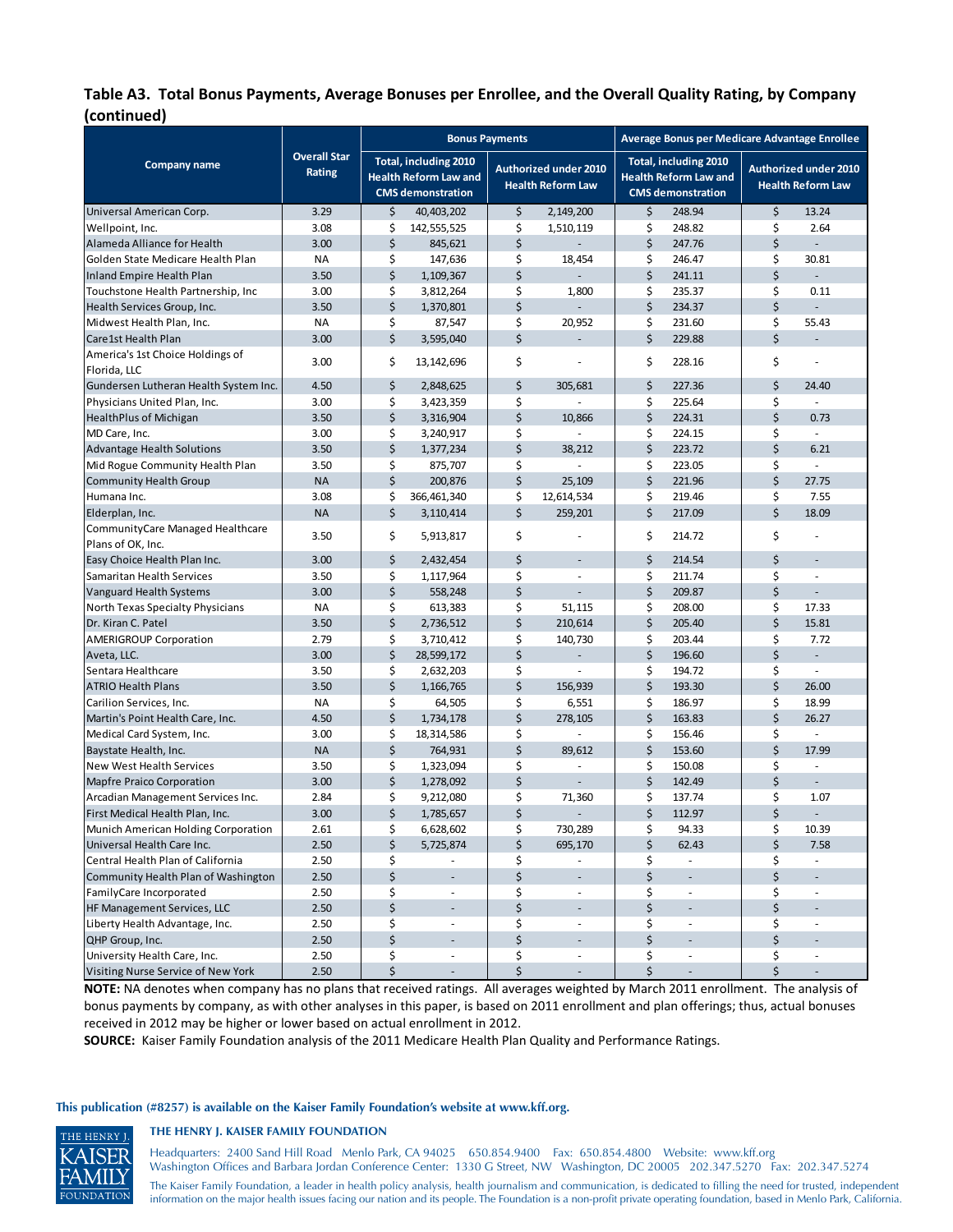## Table A3. Total Bonus Payments, Average Bonuses per Enrollee, and the Overall Quality Rating, by Company (continued)

| Company name | Overall Star Rating | Bonus Payments | | Average Bonus per Medicare Advantage Enrollee | |
|---|---|---|---|---|---|
| | | Total, including 2010 Health Reform Law and CMS demonstration | Authorized under 2010 Health Reform Law | Total, including 2010 Health Reform Law and CMS demonstration | Authorized under 2010 Health Reform Law |
| Universal American Corp. | 3.29 | $ 40,403,202 | $ 2,149,200 | $ 248.94 | $ 13.24 |
| Wellpoint, Inc. | 3.08 | $ 142,555,525 | $ 1,510,119 | $ 248.82 | $ 2.64 |
| Alameda Alliance for Health | 3.00 | $ 845,621 | $ - | $ 247.76 | $ - |
| Golden State Medicare Health Plan | NA | $ 147,636 | $ 18,454 | $ 246.47 | $ 30.81 |
| Inland Empire Health Plan | 3.50 | $ 1,109,367 | $ - | $ 241.11 | $ - |
| Touchstone Health Partnership, Inc | 3.00 | $ 3,812,264 | $ 1,800 | $ 235.37 | $ 0.11 |
| Health Services Group, Inc. | 3.50 | $ 1,370,801 | $ - | $ 234.37 | $ - |
| Midwest Health Plan, Inc. | NA | $ 87,547 | $ 20,952 | $ 231.60 | $ 55.43 |
| Care1st Health Plan | 3.00 | $ 3,595,040 | $ - | $ 229.88 | $ - |
| America's 1st Choice Holdings of Florida, LLC | 3.00 | $ 13,142,696 | $ - | $ 228.16 | $ - |
| Gundersen Lutheran Health System Inc. | 4.50 | $ 2,848,625 | $ 305,681 | $ 227.36 | $ 24.40 |
| Physicians United Plan, Inc. | 3.00 | $ 3,423,359 | $ - | $ 225.64 | $ - |
| HealthPlus of Michigan | 3.50 | $ 3,316,904 | $ 10,866 | $ 224.31 | $ 0.73 |
| MD Care, Inc. | 3.00 | $ 3,240,917 | $ - | $ 224.15 | $ - |
| Advantage Health Solutions | 3.50 | $ 1,377,234 | $ 38,212 | $ 223.72 | $ 6.21 |
| Mid Rogue Community Health Plan | 3.50 | $ 875,707 | $ - | $ 223.05 | $ - |
| Community Health Group | NA | $ 200,876 | $ 25,109 | $ 221.96 | $ 27.75 |
| Humana Inc. | 3.08 | $ 366,461,340 | $ 12,614,534 | $ 219.46 | $ 7.55 |
| Elderplan, Inc. | NA | $ 3,110,414 | $ 259,201 | $ 217.09 | $ 18.09 |
| CommunityCare Managed Healthcare Plans of OK, Inc. | 3.50 | $ 5,913,817 | $ - | $ 214.72 | $ - |
| Easy Choice Health Plan Inc. | 3.00 | $ 2,432,454 | $ - | $ 214.54 | $ - |
| Samaritan Health Services | 3.50 | $ 1,117,964 | $ - | $ 211.74 | $ - |
| Vanguard Health Systems | 3.00 | $ 558,248 | $ - | $ 209.87 | $ - |
| North Texas Specialty Physicians | NA | $ 613,383 | $ 51,115 | $ 208.00 | $ 17.33 |
| Dr. Kiran C. Patel | 3.50 | $ 2,736,512 | $ 210,614 | $ 205.40 | $ 15.81 |
| AMERIGROUP Corporation | 2.79 | $ 3,710,412 | $ 140,730 | $ 203.44 | $ 7.72 |
| Aveta, LLC. | 3.00 | $ 28,599,172 | $ - | $ 196.60 | $ - |
| Sentara Healthcare | 3.50 | $ 2,632,203 | $ - | $ 194.72 | $ - |
| ATRIO Health Plans | 3.50 | $ 1,166,765 | $ 156,939 | $ 193.30 | $ 26.00 |
| Carilion Services, Inc. | NA | $ 64,505 | $ 6,551 | $ 186.97 | $ 18.99 |
| Martin's Point Health Care, Inc. | 4.50 | $ 1,734,178 | $ 278,105 | $ 163.83 | $ 26.27 |
| Medical Card System, Inc. | 3.00 | $ 18,314,586 | $ - | $ 156.46 | $ - |
| Baystate Health, Inc. | NA | $ 764,931 | $ 89,612 | $ 153.60 | $ 17.99 |
| New West Health Services | 3.50 | $ 1,323,094 | $ - | $ 150.08 | $ - |
| Mapfre Praico Corporation | 3.00 | $ 1,278,092 | $ - | $ 142.49 | $ - |
| Arcadian Management Services Inc. | 2.84 | $ 9,212,080 | $ 71,360 | $ 137.74 | $ 1.07 |
| First Medical Health Plan, Inc. | 3.00 | $ 1,785,657 | $ - | $ 112.97 | $ - |
| Munich American Holding Corporation | 2.61 | $ 6,628,602 | $ 730,289 | $ 94.33 | $ 10.39 |
| Universal Health Care Inc. | 2.50 | $ 5,725,874 | $ 695,170 | $ 62.43 | $ 7.58 |
| Central Health Plan of California | 2.50 | $ - | $ - | $ - | $ - |
| Community Health Plan of Washington | 2.50 | $ - | $ - | $ - | $ - |
| FamilyCare Incorporated | 2.50 | $ - | $ - | $ - | $ - |
| HF Management Services, LLC | 2.50 | $ - | $ - | $ - | $ - |
| Liberty Health Advantage, Inc. | 2.50 | $ - | $ - | $ - | $ - |
| QHP Group, Inc. | 2.50 | $ - | $ - | $ - | $ - |
| University Health Care, Inc. | 2.50 | $ - | $ - | $ - | $ - |
| Visiting Nurse Service of New York | 2.50 | $ - | $ - | $ - | $ - |

**NOTE:** NA denotes when company has no plans that received ratings. All averages weighted by March 2011 enrollment. The analysis of bonus payments by company, as with other analyses in this paper, is based on 2011 enrollment and plan offerings; thus, actual bonuses received in 2012 may be higher or lower based on actual enrollment in 2012.

**SOURCE:** Kaiser Family Foundation analysis of the 2011 Medicare Health Plan Quality and Performance Ratings.

**This publication (#8257) is available on the Kaiser Family Foundation's website at www.kff.org.**

THE HENRY J. KAISER FAMILY FOUNDATION

**THE HENRY J. KAISER FAMILY FOUNDATION**

Headquarters: 2400 Sand Hill Road Menlo Park, CA 94025 650.854.9400 Fax: 650.854.4800 Website: www.kff.org
Washington Offices and Barbara Jordan Conference Center: 1330 G Street, NW Washington, DC 20005 202.347.5270 Fax: 202.347.5274

The Kaiser Family Foundation, a leader in health policy analysis, health journalism and communication, is dedicated to filling the need for trusted, independent information on the major health issues facing our nation and its people. The Foundation is a non-profit private operating foundation, based in Menlo Park, California.